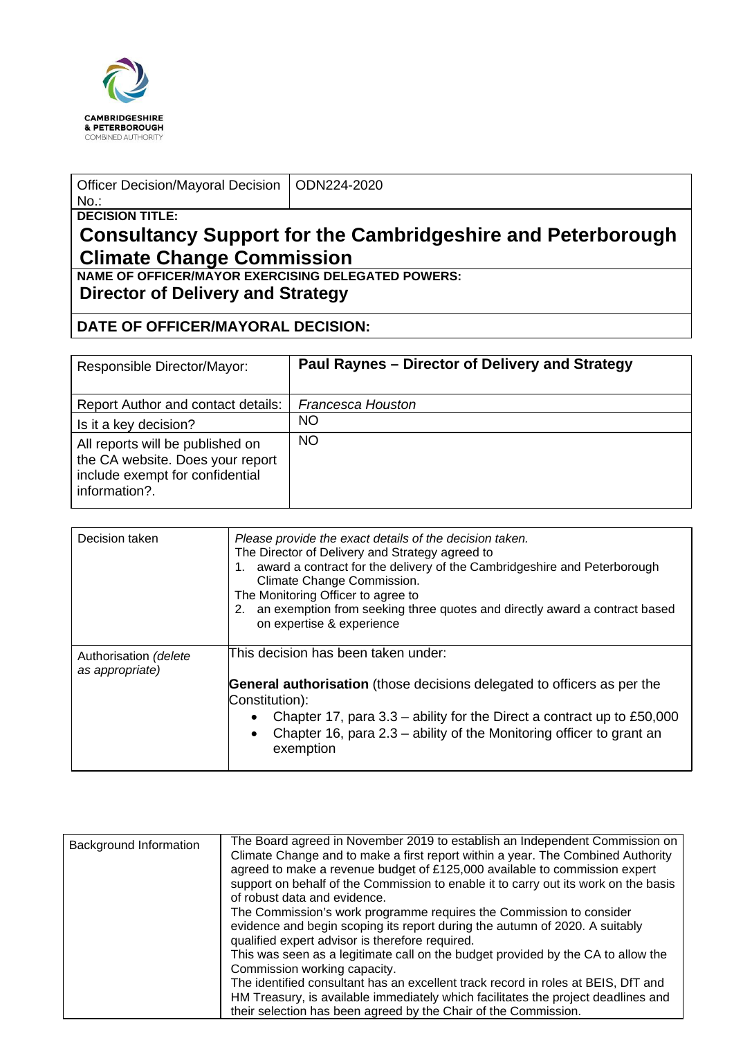CAMBRIDGESHIRE & PETERBOROUGH COMBINED AUTHORITY

| Officer Decision/Mayoral Decision No.: | ODN224-2020 |
|---|---|

**DECISION TITLE:**

# Consultancy Support for the Cambridgeshire and Peterborough Climate Change Commission

**NAME OF OFFICER/MAYOR EXERCISING DELEGATED POWERS:**

**Director of Delivery and Strategy**

**DATE OF OFFICER/MAYORAL DECISION:**

| Responsible Director/Mayor: | **Paul Raynes – Director of Delivery and Strategy** |
|---|---|
| Report Author and contact details: | *Francesca Houston* |
| Is it a key decision? | NO |
| All reports will be published on the CA website. Does your report include exempt for confidential information?. | NO |

| Decision taken | *Please provide the exact details of the decision taken.*<br>The Director of Delivery and Strategy agreed to<br>1. award a contract for the delivery of the Cambridgeshire and Peterborough Climate Change Commission.<br>The Monitoring Officer to agree to<br>2. an exemption from seeking three quotes and directly award a contract based on expertise & experience |
|---|---|
| Authorisation *(delete as appropriate)* | This decision has been taken under:<br><br>**General authorisation** (those decisions delegated to officers as per the Constitution):<br>• Chapter 17, para 3.3 – ability for the Direct a contract up to £50,000<br>• Chapter 16, para 2.3 – ability of the Monitoring officer to grant an exemption |

| Background Information | The Board agreed in November 2019 to establish an Independent Commission on Climate Change and to make a first report within a year. The Combined Authority agreed to make a revenue budget of £125,000 available to commission expert support on behalf of the Commission to enable it to carry out its work on the basis of robust data and evidence.<br>The Commission's work programme requires the Commission to consider evidence and begin scoping its report during the autumn of 2020. A suitably qualified expert advisor is therefore required.<br>This was seen as a legitimate call on the budget provided by the CA to allow the Commission working capacity.<br>The identified consultant has an excellent track record in roles at BEIS, DfT and HM Treasury, is available immediately which facilitates the project deadlines and their selection has been agreed by the Chair of the Commission. |
|---|---|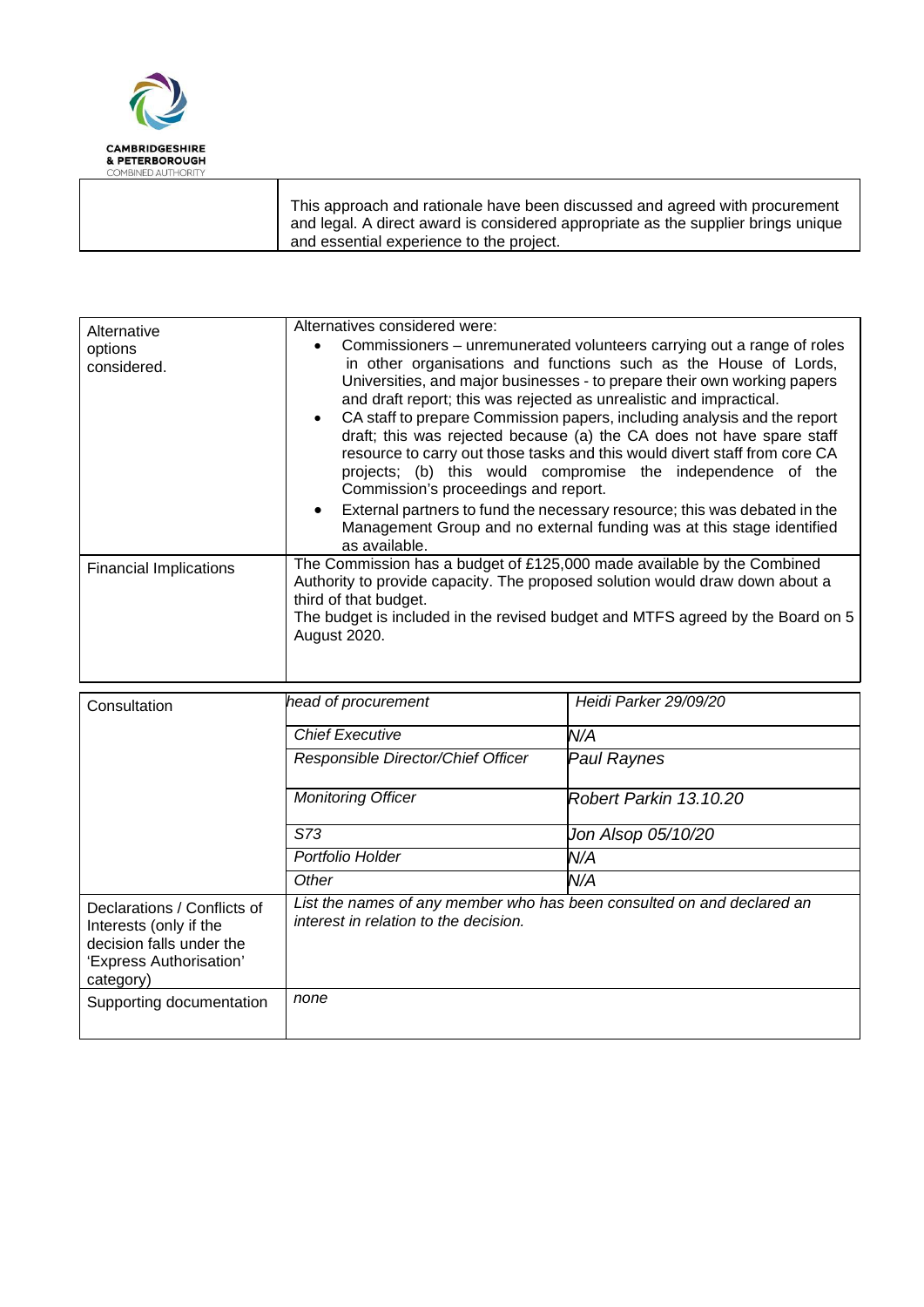| | |
|---|---|
| | This approach and rationale have been discussed and agreed with procurement and legal. A direct award is considered appropriate as the supplier brings unique and essential experience to the project. |

| | |
|---|---|
| Alternative options considered. | Alternatives considered were:<br>• Commissioners – unremunerated volunteers carrying out a range of roles in other organisations and functions such as the House of Lords, Universities, and major businesses - to prepare their own working papers and draft report; this was rejected as unrealistic and impractical.<br>• CA staff to prepare Commission papers, including analysis and the report draft; this was rejected because (a) the CA does not have spare staff resource to carry out those tasks and this would divert staff from core CA projects; (b) this would compromise the independence of the Commission's proceedings and report.<br>• External partners to fund the necessary resource; this was debated in the Management Group and no external funding was at this stage identified as available. |
| Financial Implications | The Commission has a budget of £125,000 made available by the Combined Authority to provide capacity. The proposed solution would draw down about a third of that budget.<br>The budget is included in the revised budget and MTFS agreed by the Board on 5 August 2020. |

| | | |
|---|---|---|
| Consultation | *head of procurement* | *Heidi Parker 29/09/20* |
| | *Chief Executive* | *N/A* |
| | *Responsible Director/Chief Officer* | *Paul Raynes* |
| | *Monitoring Officer* | *Robert Parkin 13.10.20* |
| | *S73* | *Jon Alsop 05/10/20* |
| | *Portfolio Holder* | *N/A* |
| | *Other* | *N/A* |
| Declarations / Conflicts of Interests (only if the decision falls under the 'Express Authorisation' category) | *List the names of any member who has been consulted on and declared an interest in relation to the decision.* | |
| Supporting documentation | *none* | |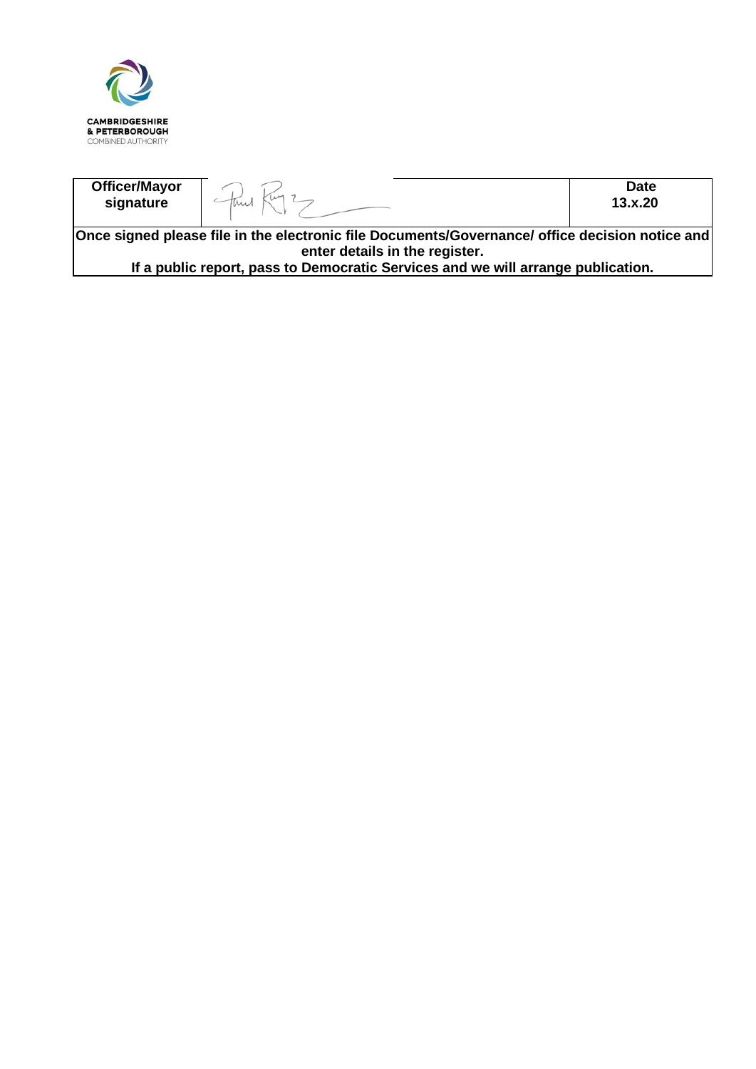CAMBRIDGESHIRE
& PETERBOROUGH
COMBINED AUTHORITY

| **Officer/Mayor signature** | | **Date 13.x.20** |
|---|---|---|
| **Once signed please file in the electronic file Documents/Governance/ office decision notice and enter details in the register. If a public report, pass to Democratic Services and we will arrange publication.** | | |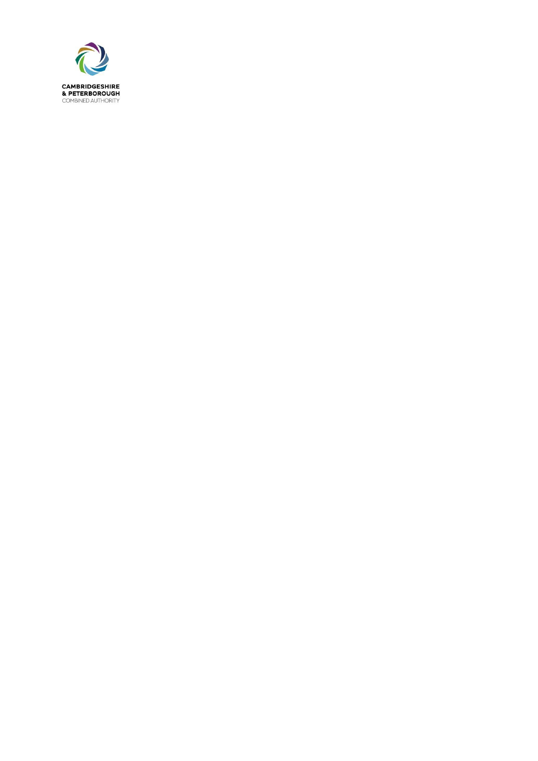CAMBRIDGESHIRE
& PETERBOROUGH
COMBINED AUTHORITY